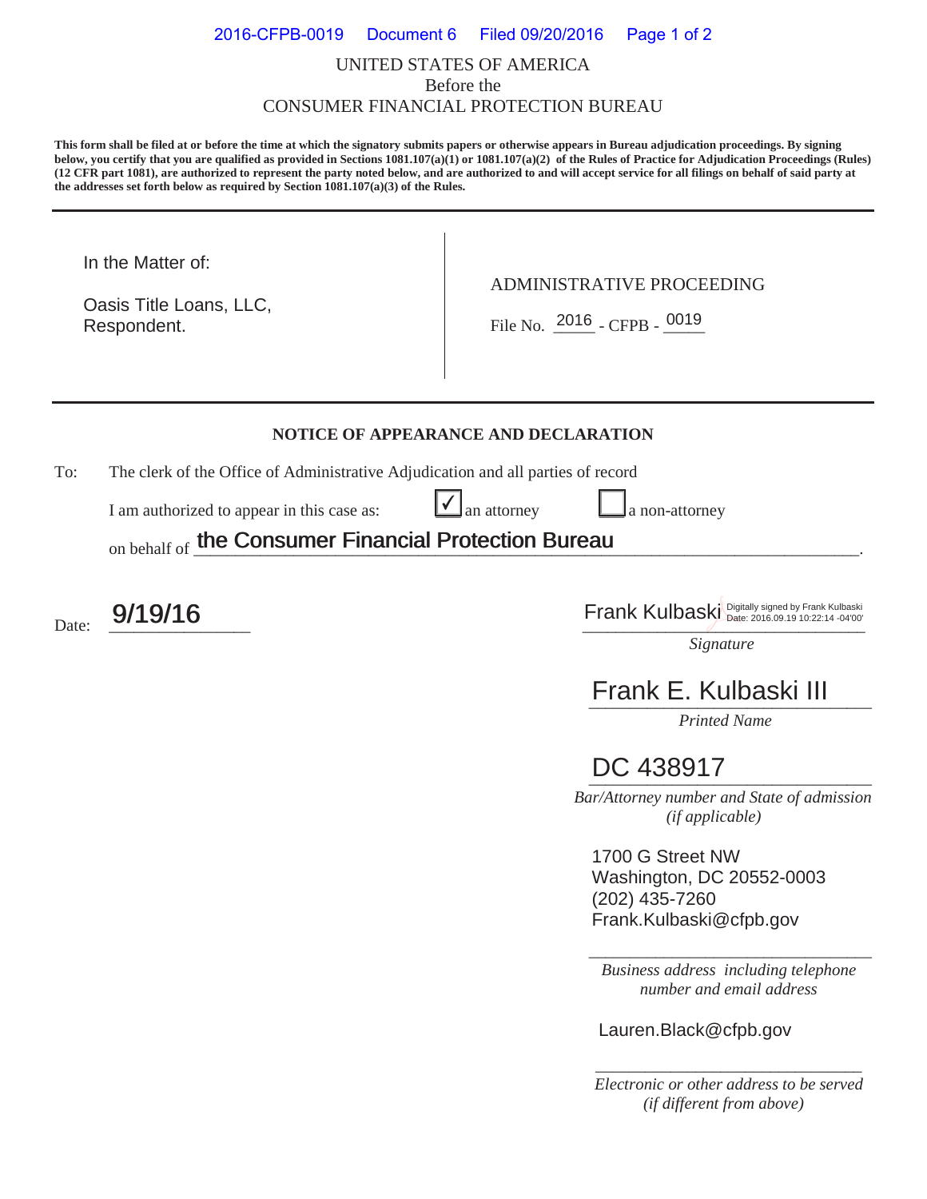UNITED STATES OF AMERICA
Before the
CONSUMER FINANCIAL PROTECTION BUREAU

**This form shall be filed at or before the time at which the signatory submits papers or otherwise appears in Bureau adjudication proceedings. By signing below, you certify that you are qualified as provided in Sections 1081.107(a)(1) or 1081.107(a)(2) of the Rules of Practice for Adjudication Proceedings (Rules) (12 CFR part 1081), are authorized to represent the party noted below, and are authorized to and will accept service for all filings on behalf of said party at the addresses set forth below as required by Section 1081.107(a)(3) of the Rules.**

---

In the Matter of:

Oasis Title Loans, LLC,
Respondent.

ADMINISTRATIVE PROCEEDING

File No. 2016 - CFPB - 0019

---

**NOTICE OF APPEARANCE AND DECLARATION**

To: The clerk of the Office of Administrative Adjudication and all parties of record

I am authorized to appear in this case as: ☑ an attorney ☐ a non-attorney

on behalf of **the Consumer Financial Protection Bureau**.

Date: **9/19/16**

Frank Kulbaski (Digitally signed by Frank Kulbaski Date: 2016.09.19 10:22:14 -04'00')
*Signature*

Frank E. Kulbaski III
*Printed Name*

DC 438917
*Bar/Attorney number and State of admission (if applicable)*

1700 G Street NW
Washington, DC 20552-0003
(202) 435-7260
Frank.Kulbaski@cfpb.gov

*Business address including telephone number and email address*

Lauren.Black@cfpb.gov

*Electronic or other address to be served (if different from above)*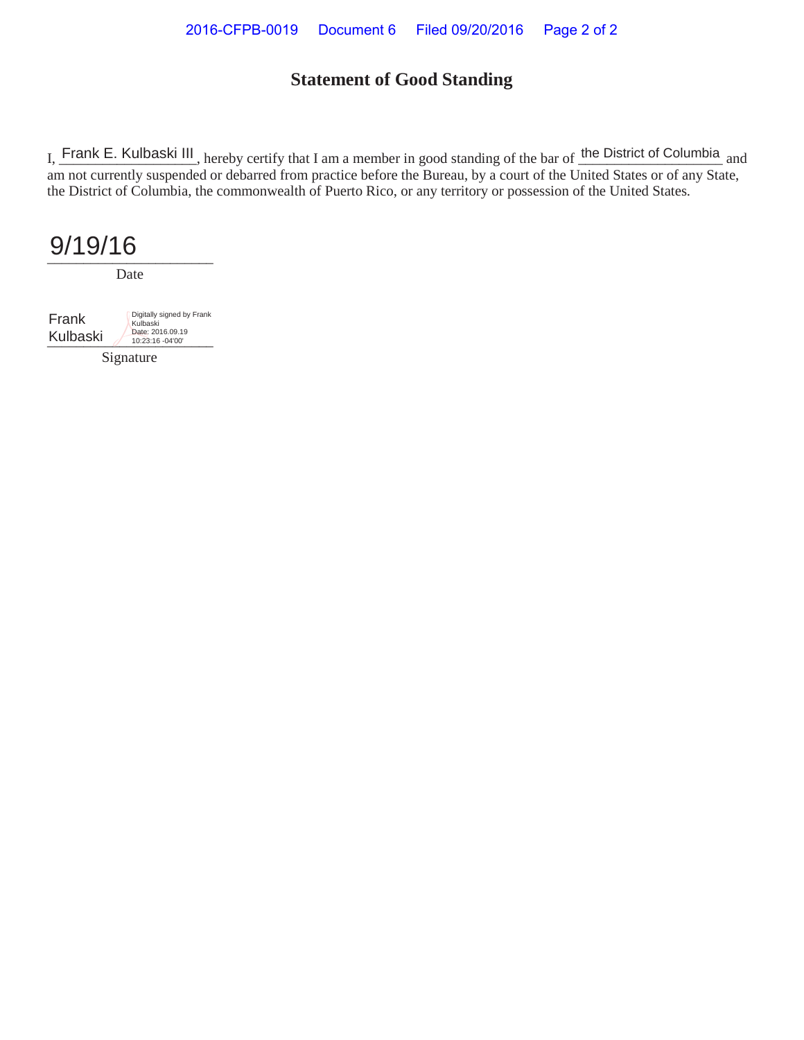## Statement of Good Standing

I, Frank E. Kulbaski III, hereby certify that I am a member in good standing of the bar of the District of Columbia and am not currently suspended or debarred from practice before the Bureau, by a court of the United States or of any State, the District of Columbia, the commonwealth of Puerto Rico, or any territory or possession of the United States.

9/19/16

Date

Frank Kulbaski

Digitally signed by Frank Kulbaski
Date: 2016.09.19 10:23:16 -04'00'

Signature